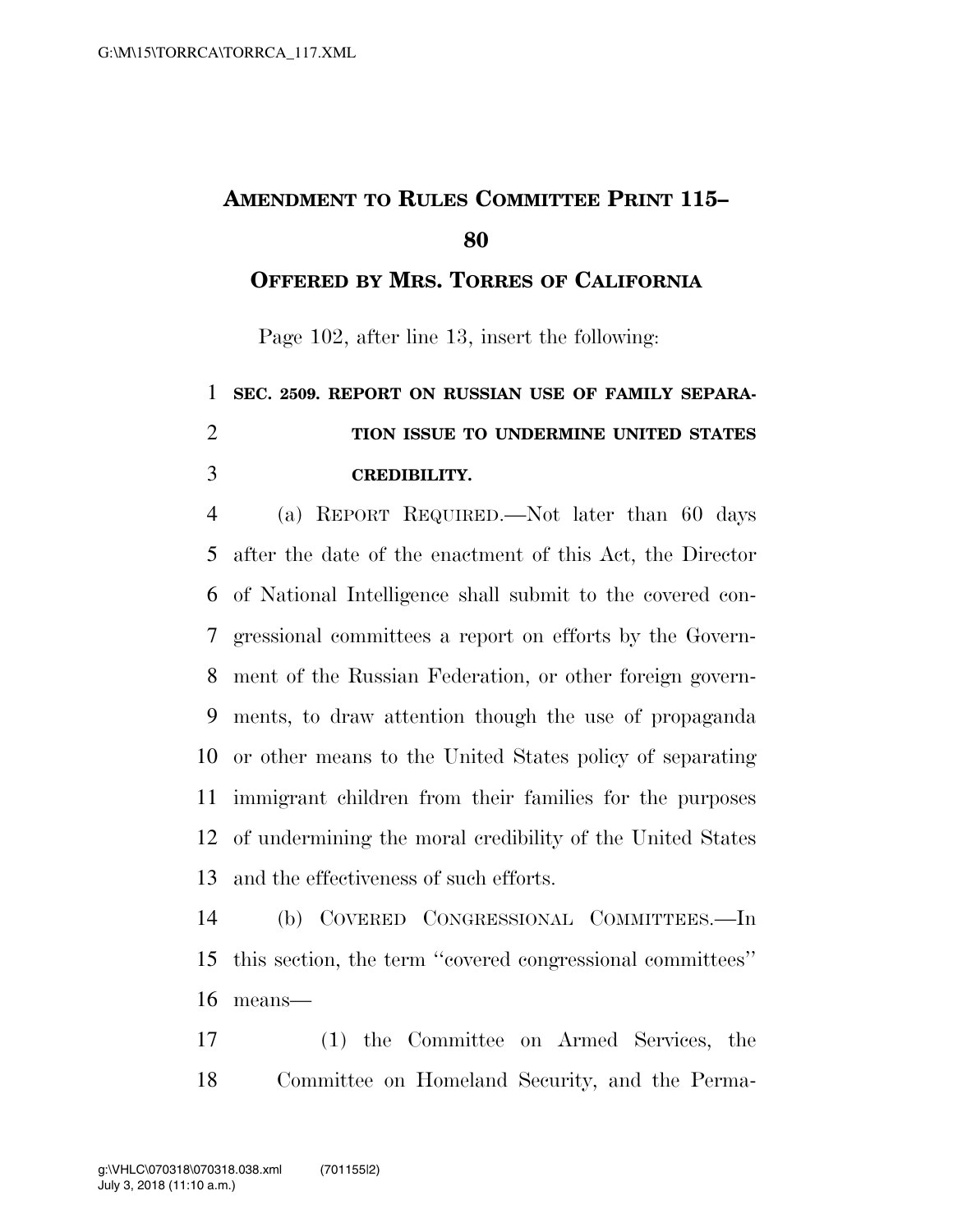**AMENDMENT TO RULES COMMITTEE PRINT 115–80**

**OFFERED BY MRS. TORRES OF CALIFORNIA**

Page 102, after line 13, insert the following:

**SEC. 2509. REPORT ON RUSSIAN USE OF FAMILY SEPARATION ISSUE TO UNDERMINE UNITED STATES CREDIBILITY.**

(a) REPORT REQUIRED.—Not later than 60 days after the date of the enactment of this Act, the Director of National Intelligence shall submit to the covered congressional committees a report on efforts by the Government of the Russian Federation, or other foreign governments, to draw attention though the use of propaganda or other means to the United States policy of separating immigrant children from their families for the purposes of undermining the moral credibility of the United States and the effectiveness of such efforts.

(b) COVERED CONGRESSIONAL COMMITTEES.—In this section, the term ''covered congressional committees'' means—

(1) the Committee on Armed Services, the Committee on Homeland Security, and the Perma-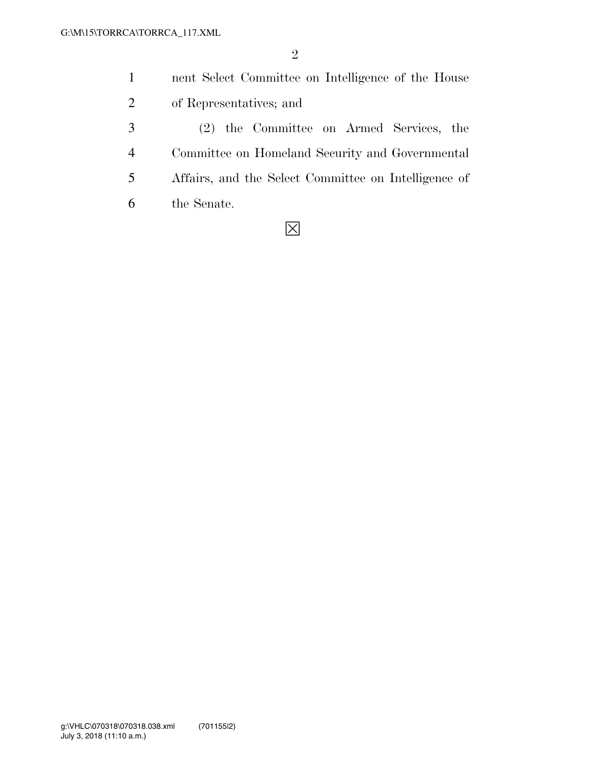nent Select Committee on Intelligence of the House of Representatives; and

(2) the Committee on Armed Services, the Committee on Homeland Security and Governmental Affairs, and the Select Committee on Intelligence of the Senate.